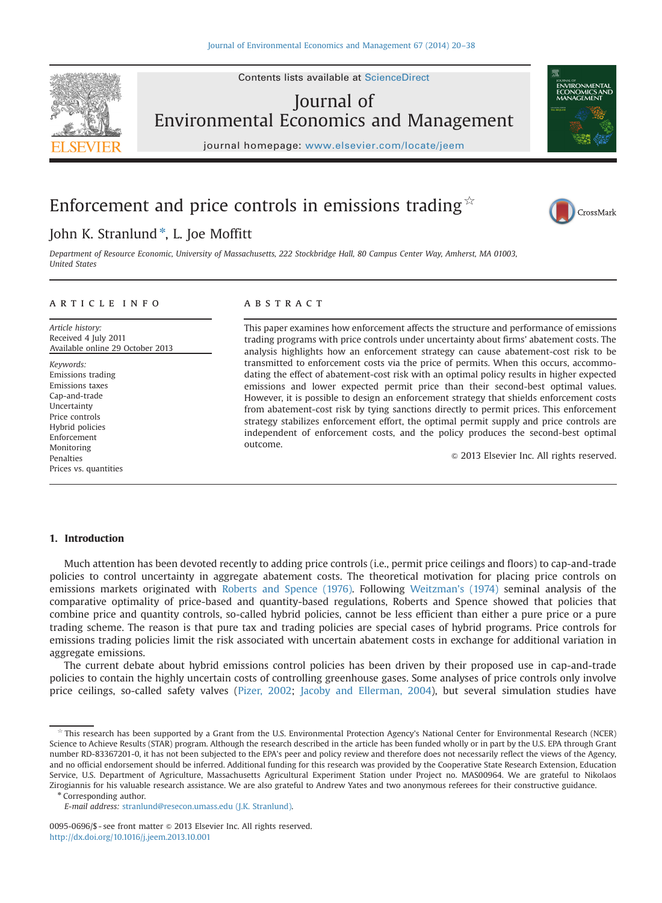Contents lists available at ScienceDirect

# Journal of Environmental Economics and Management

journal homepage: www.elsevier.com/locate/jeem

# Enforcement and price controls in emissions trading ☆

John K. Stranlund *, L. Joe Moffitt

*Department of Resource Economic, University of Massachusetts, 222 Stockbridge Hall, 80 Campus Center Way, Amherst, MA 01003, United States*

## ARTICLE INFO

*Article history:*
Received 4 July 2011
Available online 29 October 2013

*Keywords:*
Emissions trading
Emissions taxes
Cap-and-trade
Uncertainty
Price controls
Hybrid policies
Enforcement
Monitoring
Penalties
Prices vs. quantities

## ABSTRACT

This paper examines how enforcement affects the structure and performance of emissions trading programs with price controls under uncertainty about firms' abatement costs. The analysis highlights how an enforcement strategy can cause abatement-cost risk to be transmitted to enforcement costs via the price of permits. When this occurs, accommodating the effect of abatement-cost risk with an optimal policy results in higher expected emissions and lower expected permit price than their second-best optimal values. However, it is possible to design an enforcement strategy that shields enforcement costs from abatement-cost risk by tying sanctions directly to permit prices. This enforcement strategy stabilizes enforcement effort, the optimal permit supply and price controls are independent of enforcement costs, and the policy produces the second-best optimal outcome.

© 2013 Elsevier Inc. All rights reserved.

## 1. Introduction

Much attention has been devoted recently to adding price controls (i.e., permit price ceilings and floors) to cap-and-trade policies to control uncertainty in aggregate abatement costs. The theoretical motivation for placing price controls on emissions markets originated with Roberts and Spence (1976). Following Weitzman's (1974) seminal analysis of the comparative optimality of price-based and quantity-based regulations, Roberts and Spence showed that policies that combine price and quantity controls, so-called hybrid policies, cannot be less efficient than either a pure price or a pure trading scheme. The reason is that pure tax and trading policies are special cases of hybrid programs. Price controls for emissions trading policies limit the risk associated with uncertain abatement costs in exchange for additional variation in aggregate emissions.

The current debate about hybrid emissions control policies has been driven by their proposed use in cap-and-trade policies to contain the highly uncertain costs of controlling greenhouse gases. Some analyses of price controls only involve price ceilings, so-called safety valves (Pizer, 2002; Jacoby and Ellerman, 2004), but several simulation studies have

---

☆ This research has been supported by a Grant from the U.S. Environmental Protection Agency's National Center for Environmental Research (NCER) Science to Achieve Results (STAR) program. Although the research described in the article has been funded wholly or in part by the U.S. EPA through Grant number RD-83367201-0, it has not been subjected to the EPA's peer and policy review and therefore does not necessarily reflect the views of the Agency, and no official endorsement should be inferred. Additional funding for this research was provided by the Cooperative State Research Extension, Education Service, U.S. Department of Agriculture, Massachusetts Agricultural Experiment Station under Project no. MAS00964. We are grateful to Nikolaos Zirogiannis for his valuable research assistance. We are also grateful to Andrew Yates and two anonymous referees for their constructive guidance.

\* Corresponding author.
E-mail address: stranlund@resecon.umass.edu (J.K. Stranlund).

0095-0696/$ - see front matter © 2013 Elsevier Inc. All rights reserved.
http://dx.doi.org/10.1016/j.jeem.2013.10.001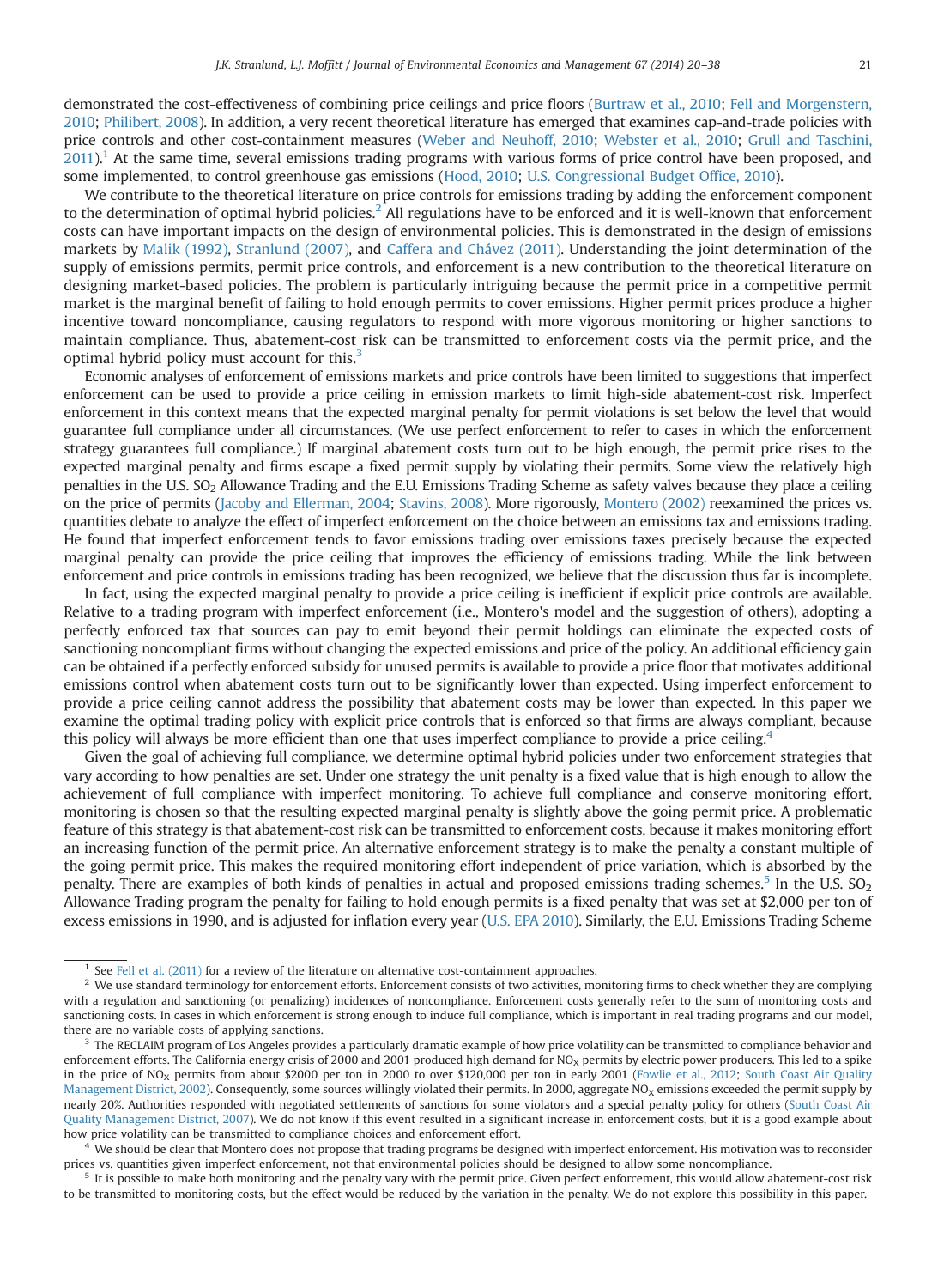demonstrated the cost-effectiveness of combining price ceilings and price floors (Burtraw et al., 2010; Fell and Morgenstern, 2010; Philibert, 2008). In addition, a very recent theoretical literature has emerged that examines cap-and-trade policies with price controls and other cost-containment measures (Weber and Neuhoff, 2010; Webster et al., 2010; Grull and Taschini, 2011).[1] At the same time, several emissions trading programs with various forms of price control have been proposed, and some implemented, to control greenhouse gas emissions (Hood, 2010; U.S. Congressional Budget Office, 2010).

We contribute to the theoretical literature on price controls for emissions trading by adding the enforcement component to the determination of optimal hybrid policies.[2] All regulations have to be enforced and it is well-known that enforcement costs can have important impacts on the design of environmental policies. This is demonstrated in the design of emissions markets by Malik (1992), Stranlund (2007), and Caffera and Chávez (2011). Understanding the joint determination of the supply of emissions permits, permit price controls, and enforcement is a new contribution to the theoretical literature on designing market-based policies. The problem is particularly intriguing because the permit price in a competitive permit market is the marginal benefit of failing to hold enough permits to cover emissions. Higher permit prices produce a higher incentive toward noncompliance, causing regulators to respond with more vigorous monitoring or higher sanctions to maintain compliance. Thus, abatement-cost risk can be transmitted to enforcement costs via the permit price, and the optimal hybrid policy must account for this.[3]

Economic analyses of enforcement of emissions markets and price controls have been limited to suggestions that imperfect enforcement can be used to provide a price ceiling in emission markets to limit high-side abatement-cost risk. Imperfect enforcement in this context means that the expected marginal penalty for permit violations is set below the level that would guarantee full compliance under all circumstances. (We use perfect enforcement to refer to cases in which the enforcement strategy guarantees full compliance.) If marginal abatement costs turn out to be high enough, the permit price rises to the expected marginal penalty and firms escape a fixed permit supply by violating their permits. Some view the relatively high penalties in the U.S. $SO_2$ Allowance Trading and the E.U. Emissions Trading Scheme as safety valves because they place a ceiling on the price of permits (Jacoby and Ellerman, 2004; Stavins, 2008). More rigorously, Montero (2002) reexamined the prices vs. quantities debate to analyze the effect of imperfect enforcement on the choice between an emissions tax and emissions trading. He found that imperfect enforcement tends to favor emissions trading over emissions taxes precisely because the expected marginal penalty can provide the price ceiling that improves the efficiency of emissions trading. While the link between enforcement and price controls in emissions trading has been recognized, we believe that the discussion thus far is incomplete.

In fact, using the expected marginal penalty to provide a price ceiling is inefficient if explicit price controls are available. Relative to a trading program with imperfect enforcement (i.e., Montero's model and the suggestion of others), adopting a perfectly enforced tax that sources can pay to emit beyond their permit holdings can eliminate the expected costs of sanctioning noncompliant firms without changing the expected emissions and price of the policy. An additional efficiency gain can be obtained if a perfectly enforced subsidy for unused permits is available to provide a price floor that motivates additional emissions control when abatement costs turn out to be significantly lower than expected. Using imperfect enforcement to provide a price ceiling cannot address the possibility that abatement costs may be lower than expected. In this paper we examine the optimal trading policy with explicit price controls that is enforced so that firms are always compliant, because this policy will always be more efficient than one that uses imperfect compliance to provide a price ceiling.[4]

Given the goal of achieving full compliance, we determine optimal hybrid policies under two enforcement strategies that vary according to how penalties are set. Under one strategy the unit penalty is a fixed value that is high enough to allow the achievement of full compliance with imperfect monitoring. To achieve full compliance and conserve monitoring effort, monitoring is chosen so that the resulting expected marginal penalty is slightly above the going permit price. A problematic feature of this strategy is that abatement-cost risk can be transmitted to enforcement costs, because it makes monitoring effort an increasing function of the permit price. An alternative enforcement strategy is to make the penalty a constant multiple of the going permit price. This makes the required monitoring effort independent of price variation, which is absorbed by the penalty. There are examples of both kinds of penalties in actual and proposed emissions trading schemes.[5] In the U.S. $SO_2$ Allowance Trading program the penalty for failing to hold enough permits is a fixed penalty that was set at \$2,000 per ton of excess emissions in 1990, and is adjusted for inflation every year (U.S. EPA 2010). Similarly, the E.U. Emissions Trading Scheme

---

[1] See Fell et al. (2011) for a review of the literature on alternative cost-containment approaches.

[2] We use standard terminology for enforcement efforts. Enforcement consists of two activities, monitoring firms to check whether they are complying with a regulation and sanctioning (or penalizing) incidences of noncompliance. Enforcement costs generally refer to the sum of monitoring costs and sanctioning costs. In cases in which enforcement is strong enough to induce full compliance, which is important in real trading programs and our model, there are no variable costs of applying sanctions.

[3] The RECLAIM program of Los Angeles provides a particularly dramatic example of how price volatility can be transmitted to compliance behavior and enforcement efforts. The California energy crisis of 2000 and 2001 produced high demand for $NO_X$ permits by electric power producers. This led to a spike in the price of $NO_X$ permits from about \$2000 per ton in 2000 to over \$120,000 per ton in early 2001 (Fowlie et al., 2012; South Coast Air Quality Management District, 2002). Consequently, some sources willingly violated their permits. In 2000, aggregate $NO_X$ emissions exceeded the permit supply by nearly 20%. Authorities responded with negotiated settlements of sanctions for some violators and a special penalty policy for others (South Coast Air Quality Management District, 2007). We do not know if this event resulted in a significant increase in enforcement costs, but it is a good example about how price volatility can be transmitted to compliance choices and enforcement effort.

[4] We should be clear that Montero does not propose that trading programs be designed with imperfect enforcement. His motivation was to reconsider prices vs. quantities given imperfect enforcement, not that environmental policies should be designed to allow some noncompliance.

[5] It is possible to make both monitoring and the penalty vary with the permit price. Given perfect enforcement, this would allow abatement-cost risk to be transmitted to monitoring costs, but the effect would be reduced by the variation in the penalty. We do not explore this possibility in this paper.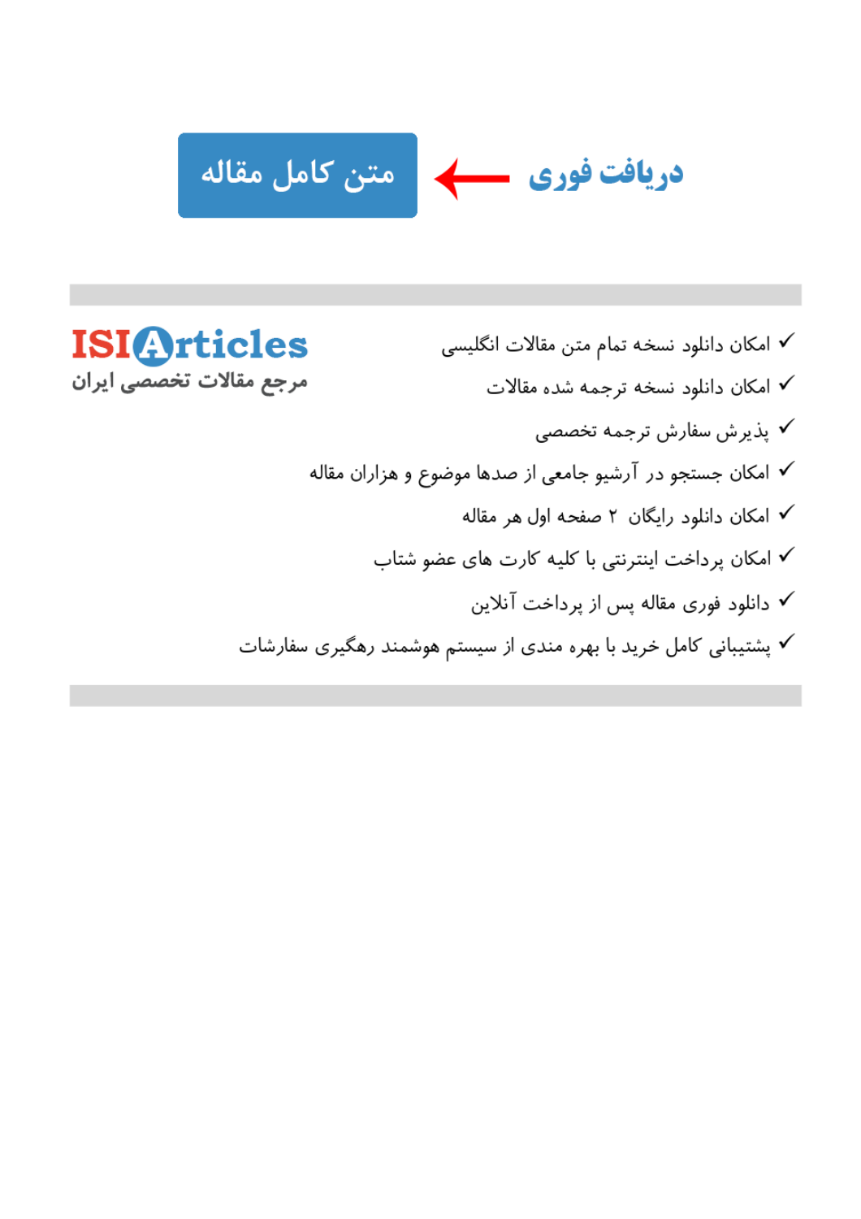دریافت فوری ← **متن کامل مقاله**

**ISIArticles**
مرجع مقالات تخصصی ایران

- ✓ امکان دانلود نسخه تمام متن مقالات انگلیسی
- ✓ امکان دانلود نسخه ترجمه شده مقالات
- ✓ پذیرش سفارش ترجمه تخصصی
- ✓ امکان جستجو در آرشیو جامعی از صدها موضوع و هزاران مقاله
- ✓ امکان دانلود رایگان ۲ صفحه اول هر مقاله
- ✓ امکان پرداخت اینترنتی با کلیه کارت های عضو شتاب
- ✓ دانلود فوری مقاله پس از پرداخت آنلاین
- ✓ پشتیبانی کامل خرید با بهره مندی از سیستم هوشمند رهگیری سفارشات